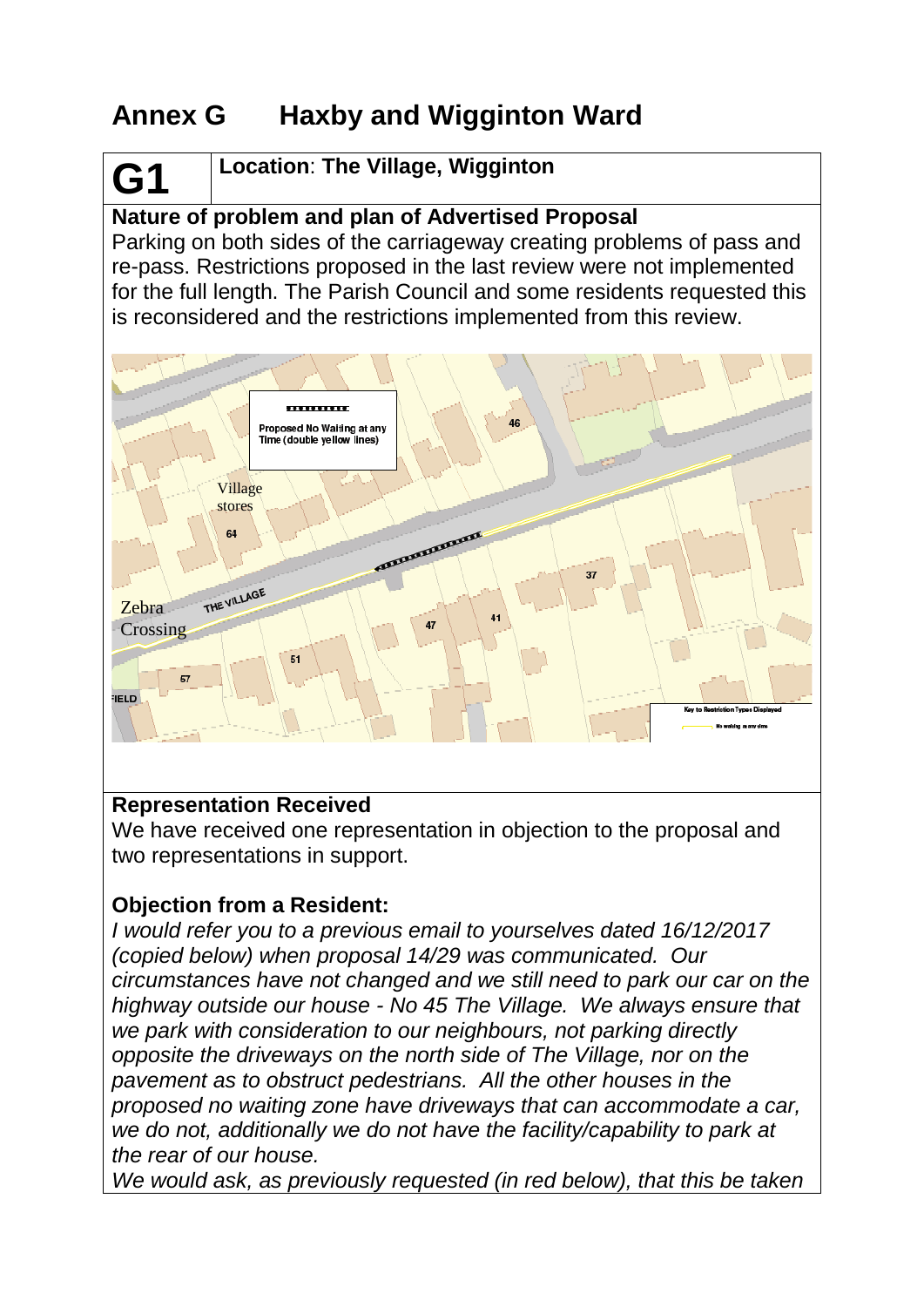# Annex G Haxby and Wigginton Ward

| **G1** | **Location**: **The Village, Wigginton** |
|---|---|

**Nature of problem and plan of Advertised Proposal**

Parking on both sides of the carriageway creating problems of pass and re-pass. Restrictions proposed in the last review were not implemented for the full length. The Parish Council and some residents requested this is reconsidered and the restrictions implemented from this review.

**Representation Received**

We have received one representation in objection to the proposal and two representations in support.

**Objection from a Resident:**

*I would refer you to a previous email to yourselves dated 16/12/2017 (copied below) when proposal 14/29 was communicated. Our circumstances have not changed and we still need to park our car on the highway outside our house - No 45 The Village. We always ensure that we park with consideration to our neighbours, not parking directly opposite the driveways on the north side of The Village, nor on the pavement as to obstruct pedestrians. All the other houses in the proposed no waiting zone have driveways that can accommodate a car, we do not, additionally we do not have the facility/capability to park at the rear of our house.*

*We would ask, as previously requested (in red below), that this be taken*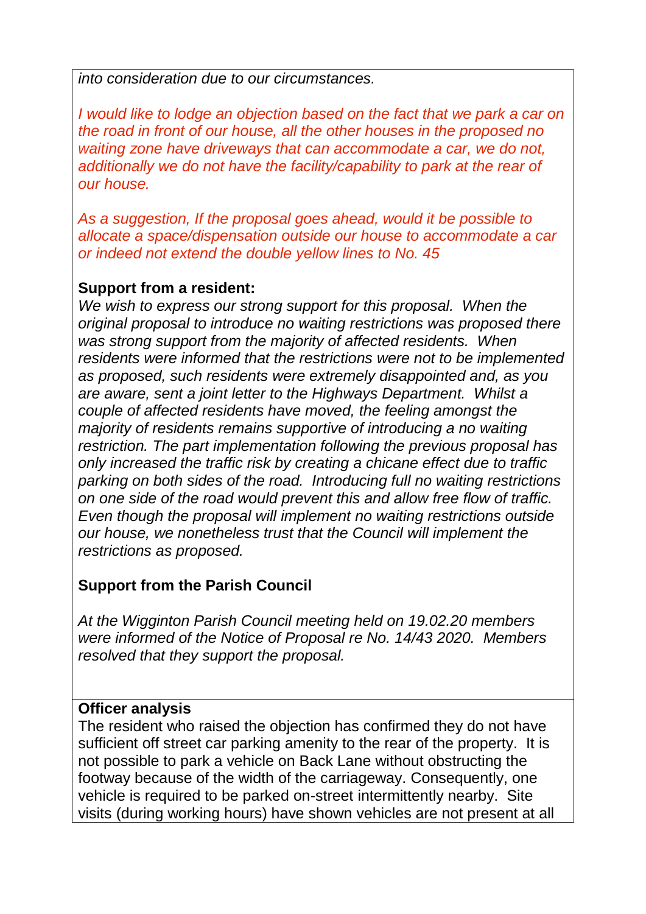*into consideration due to our circumstances.*

*I would like to lodge an objection based on the fact that we park a car on the road in front of our house, all the other houses in the proposed no waiting zone have driveways that can accommodate a car, we do not, additionally we do not have the facility/capability to park at the rear of our house.*

*As a suggestion, If the proposal goes ahead, would it be possible to allocate a space/dispensation outside our house to accommodate a car or indeed not extend the double yellow lines to No. 45*

**Support from a resident:**

*We wish to express our strong support for this proposal. When the original proposal to introduce no waiting restrictions was proposed there was strong support from the majority of affected residents. When residents were informed that the restrictions were not to be implemented as proposed, such residents were extremely disappointed and, as you are aware, sent a joint letter to the Highways Department. Whilst a couple of affected residents have moved, the feeling amongst the majority of residents remains supportive of introducing a no waiting restriction. The part implementation following the previous proposal has only increased the traffic risk by creating a chicane effect due to traffic parking on both sides of the road. Introducing full no waiting restrictions on one side of the road would prevent this and allow free flow of traffic. Even though the proposal will implement no waiting restrictions outside our house, we nonetheless trust that the Council will implement the restrictions as proposed.*

**Support from the Parish Council**

*At the Wigginton Parish Council meeting held on 19.02.20 members were informed of the Notice of Proposal re No. 14/43 2020. Members resolved that they support the proposal.*

**Officer analysis**

The resident who raised the objection has confirmed they do not have sufficient off street car parking amenity to the rear of the property. It is not possible to park a vehicle on Back Lane without obstructing the footway because of the width of the carriageway. Consequently, one vehicle is required to be parked on-street intermittently nearby. Site visits (during working hours) have shown vehicles are not present at all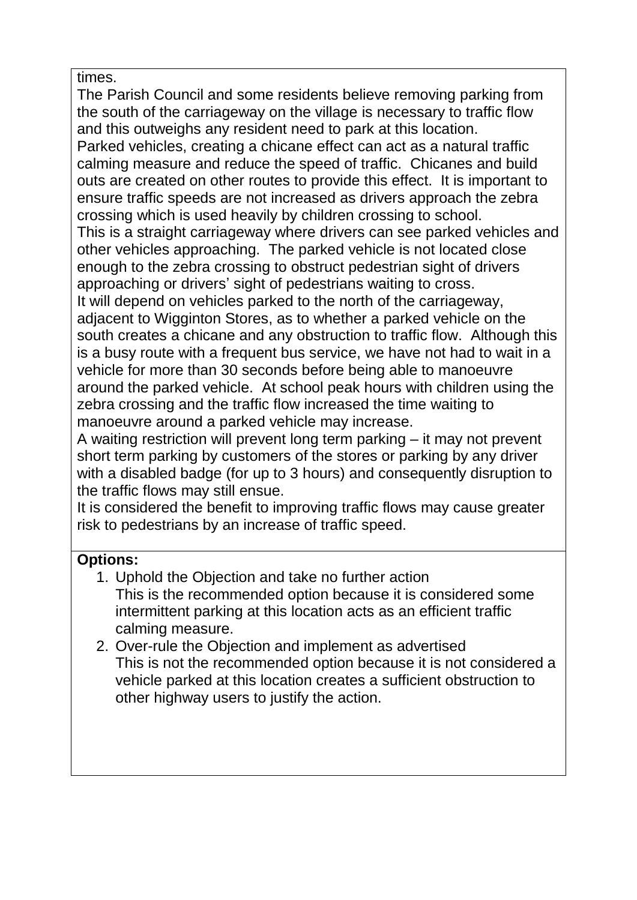times.

The Parish Council and some residents believe removing parking from the south of the carriageway on the village is necessary to traffic flow and this outweighs any resident need to park at this location.

Parked vehicles, creating a chicane effect can act as a natural traffic calming measure and reduce the speed of traffic. Chicanes and build outs are created on other routes to provide this effect. It is important to ensure traffic speeds are not increased as drivers approach the zebra crossing which is used heavily by children crossing to school.

This is a straight carriageway where drivers can see parked vehicles and other vehicles approaching. The parked vehicle is not located close enough to the zebra crossing to obstruct pedestrian sight of drivers approaching or drivers' sight of pedestrians waiting to cross.

It will depend on vehicles parked to the north of the carriageway, adjacent to Wigginton Stores, as to whether a parked vehicle on the south creates a chicane and any obstruction to traffic flow. Although this is a busy route with a frequent bus service, we have not had to wait in a vehicle for more than 30 seconds before being able to manoeuvre around the parked vehicle. At school peak hours with children using the zebra crossing and the traffic flow increased the time waiting to manoeuvre around a parked vehicle may increase.

A waiting restriction will prevent long term parking – it may not prevent short term parking by customers of the stores or parking by any driver with a disabled badge (for up to 3 hours) and consequently disruption to the traffic flows may still ensue.

It is considered the benefit to improving traffic flows may cause greater risk to pedestrians by an increase of traffic speed.

**Options:**

1. Uphold the Objection and take no further action
   This is the recommended option because it is considered some intermittent parking at this location acts as an efficient traffic calming measure.
2. Over-rule the Objection and implement as advertised
   This is not the recommended option because it is not considered a vehicle parked at this location creates a sufficient obstruction to other highway users to justify the action.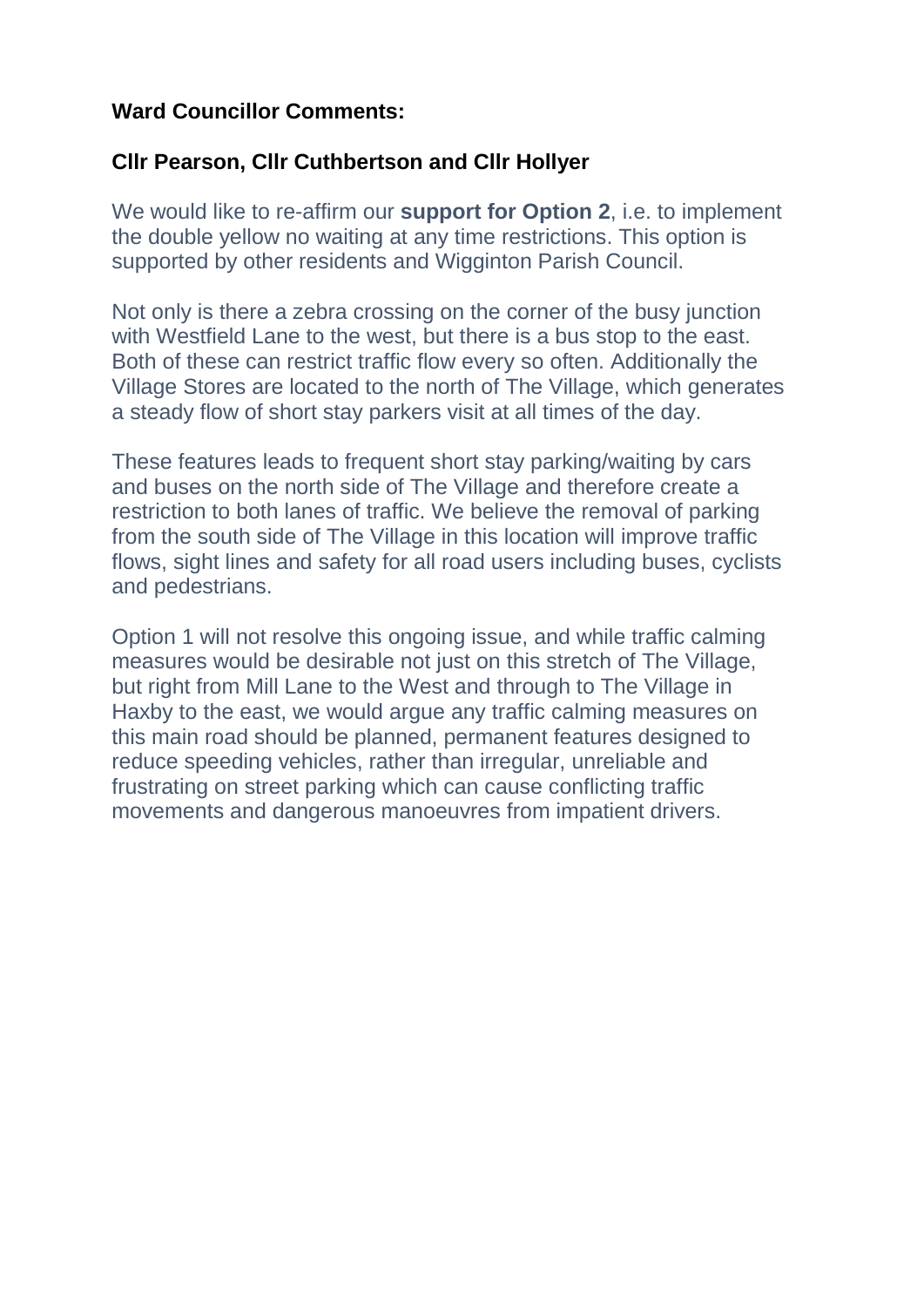**Ward Councillor Comments:**

**Cllr Pearson, Cllr Cuthbertson and Cllr Hollyer**

We would like to re-affirm our **support for Option 2**, i.e. to implement the double yellow no waiting at any time restrictions. This option is supported by other residents and Wigginton Parish Council.

Not only is there a zebra crossing on the corner of the busy junction with Westfield Lane to the west, but there is a bus stop to the east. Both of these can restrict traffic flow every so often. Additionally the Village Stores are located to the north of The Village, which generates a steady flow of short stay parkers visit at all times of the day.

These features leads to frequent short stay parking/waiting by cars and buses on the north side of The Village and therefore create a restriction to both lanes of traffic. We believe the removal of parking from the south side of The Village in this location will improve traffic flows, sight lines and safety for all road users including buses, cyclists and pedestrians.

Option 1 will not resolve this ongoing issue, and while traffic calming measures would be desirable not just on this stretch of The Village, but right from Mill Lane to the West and through to The Village in Haxby to the east, we would argue any traffic calming measures on this main road should be planned, permanent features designed to reduce speeding vehicles, rather than irregular, unreliable and frustrating on street parking which can cause conflicting traffic movements and dangerous manoeuvres from impatient drivers.